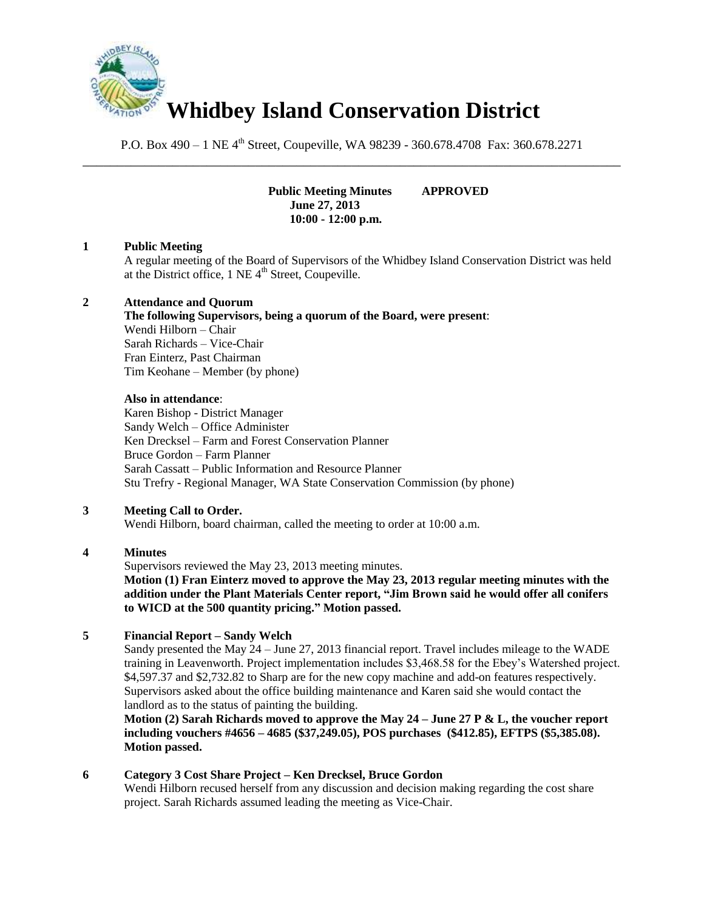# Whidbey Island Conservation District

P.O. Box 490 – 1 NE 4th Street, Coupeville, WA 98239 - 360.678.4708 Fax: 360.678.2271

---

**Public Meeting Minutes APPROVED**
**June 27, 2013**
**10:00 - 12:00 p.m.**

## 1 Public Meeting

A regular meeting of the Board of Supervisors of the Whidbey Island Conservation District was held at the District office, 1 NE 4th Street, Coupeville.

## 2 Attendance and Quorum

**The following Supervisors, being a quorum of the Board, were present**:
Wendi Hilborn – Chair
Sarah Richards – Vice-Chair
Fran Einterz, Past Chairman
Tim Keohane – Member (by phone)

**Also in attendance**:
Karen Bishop - District Manager
Sandy Welch – Office Administer
Ken Drecksel – Farm and Forest Conservation Planner
Bruce Gordon – Farm Planner
Sarah Cassatt – Public Information and Resource Planner
Stu Trefry - Regional Manager, WA State Conservation Commission (by phone)

## 3 Meeting Call to Order.

Wendi Hilborn, board chairman, called the meeting to order at 10:00 a.m.

## 4 Minutes

Supervisors reviewed the May 23, 2013 meeting minutes.
**Motion (1) Fran Einterz moved to approve the May 23, 2013 regular meeting minutes with the addition under the Plant Materials Center report, "Jim Brown said he would offer all conifers to WICD at the 500 quantity pricing." Motion passed.**

## 5 Financial Report – Sandy Welch

Sandy presented the May 24 – June 27, 2013 financial report. Travel includes mileage to the WADE training in Leavenworth. Project implementation includes $3,468.58 for the Ebey's Watershed project. $4,597.37 and $2,732.82 to Sharp are for the new copy machine and add-on features respectively. Supervisors asked about the office building maintenance and Karen said she would contact the landlord as to the status of painting the building.
**Motion (2) Sarah Richards moved to approve the May 24 – June 27 P & L, the voucher report including vouchers #4656 – 4685 ($37,249.05), POS purchases ($412.85), EFTPS ($5,385.08). Motion passed.**

## 6 Category 3 Cost Share Project – Ken Drecksel, Bruce Gordon

Wendi Hilborn recused herself from any discussion and decision making regarding the cost share project. Sarah Richards assumed leading the meeting as Vice-Chair.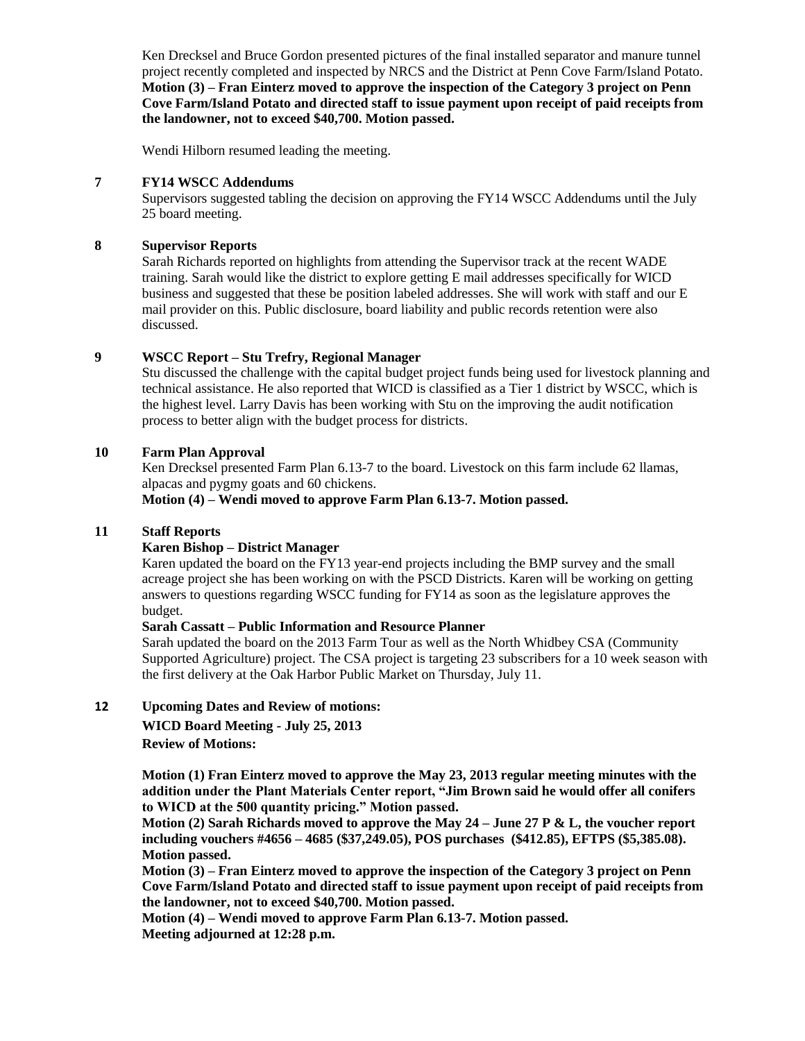Ken Drecksel and Bruce Gordon presented pictures of the final installed separator and manure tunnel project recently completed and inspected by NRCS and the District at Penn Cove Farm/Island Potato.
**Motion (3) – Fran Einterz moved to approve the inspection of the Category 3 project on Penn Cove Farm/Island Potato and directed staff to issue payment upon receipt of paid receipts from the landowner, not to exceed $40,700. Motion passed.**

Wendi Hilborn resumed leading the meeting.

## 7 FY14 WSCC Addendums

Supervisors suggested tabling the decision on approving the FY14 WSCC Addendums until the July 25 board meeting.

## 8 Supervisor Reports

Sarah Richards reported on highlights from attending the Supervisor track at the recent WADE training. Sarah would like the district to explore getting E mail addresses specifically for WICD business and suggested that these be position labeled addresses. She will work with staff and our E mail provider on this. Public disclosure, board liability and public records retention were also discussed.

## 9 WSCC Report – Stu Trefry, Regional Manager

Stu discussed the challenge with the capital budget project funds being used for livestock planning and technical assistance. He also reported that WICD is classified as a Tier 1 district by WSCC, which is the highest level. Larry Davis has been working with Stu on the improving the audit notification process to better align with the budget process for districts.

## 10 Farm Plan Approval

Ken Drecksel presented Farm Plan 6.13-7 to the board. Livestock on this farm include 62 llamas, alpacas and pygmy goats and 60 chickens.
**Motion (4) – Wendi moved to approve Farm Plan 6.13-7. Motion passed.**

## 11 Staff Reports

**Karen Bishop – District Manager**

Karen updated the board on the FY13 year-end projects including the BMP survey and the small acreage project she has been working on with the PSCD Districts. Karen will be working on getting answers to questions regarding WSCC funding for FY14 as soon as the legislature approves the budget.

**Sarah Cassatt – Public Information and Resource Planner**

Sarah updated the board on the 2013 Farm Tour as well as the North Whidbey CSA (Community Supported Agriculture) project. The CSA project is targeting 23 subscribers for a 10 week season with the first delivery at the Oak Harbor Public Market on Thursday, July 11.

## 12 Upcoming Dates and Review of motions:

**WICD Board Meeting - July 25, 2013**
**Review of Motions:**

**Motion (1) Fran Einterz moved to approve the May 23, 2013 regular meeting minutes with the addition under the Plant Materials Center report, "Jim Brown said he would offer all conifers to WICD at the 500 quantity pricing." Motion passed.**
**Motion (2) Sarah Richards moved to approve the May 24 – June 27 P & L, the voucher report including vouchers #4656 – 4685 ($37,249.05), POS purchases ($412.85), EFTPS ($5,385.08). Motion passed.**
**Motion (3) – Fran Einterz moved to approve the inspection of the Category 3 project on Penn Cove Farm/Island Potato and directed staff to issue payment upon receipt of paid receipts from the landowner, not to exceed $40,700. Motion passed.**
**Motion (4) – Wendi moved to approve Farm Plan 6.13-7. Motion passed.**
**Meeting adjourned at 12:28 p.m.**